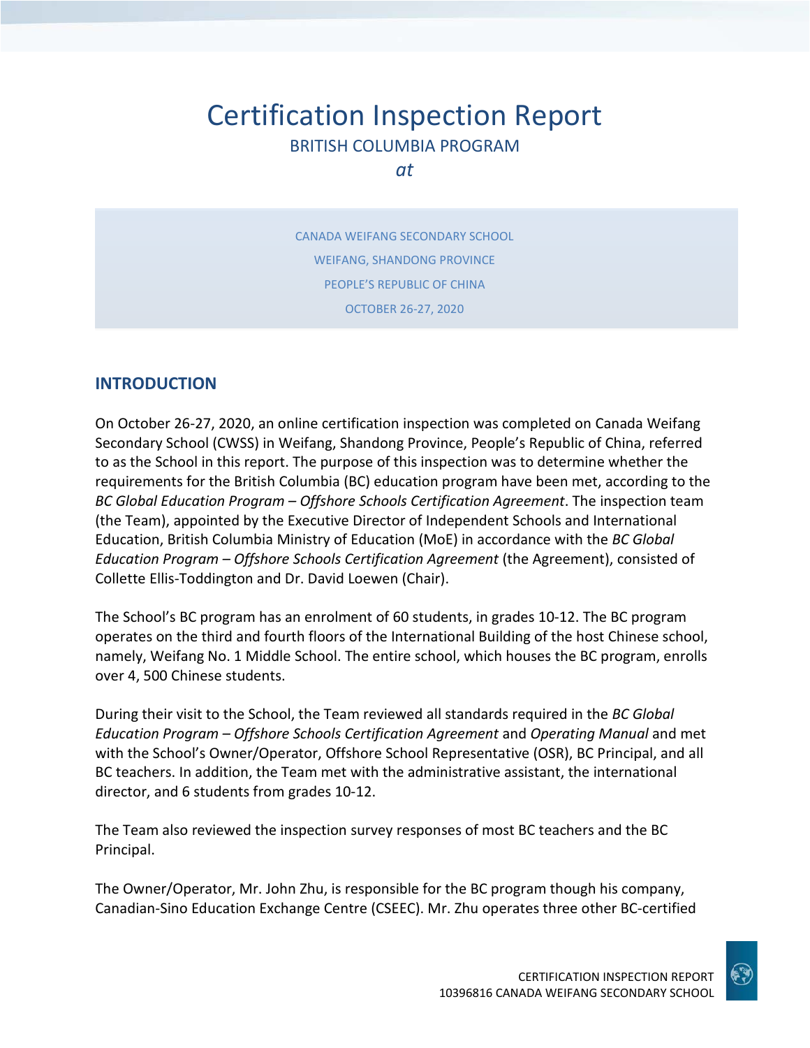# Certification Inspection Report

BRITISH COLUMBIA PROGRAM

*at*

CANADA WEIFANG SECONDARY SCHOOL

WEIFANG, SHANDONG PROVINCE

PEOPLE'S REPUBLIC OF CHINA

OCTOBER 26-27, 2020

## INTRODUCTION

On October 26-27, 2020, an online certification inspection was completed on Canada Weifang Secondary School (CWSS) in Weifang, Shandong Province, People's Republic of China, referred to as the School in this report. The purpose of this inspection was to determine whether the requirements for the British Columbia (BC) education program have been met, according to the *BC Global Education Program – Offshore Schools Certification Agreement*. The inspection team (the Team), appointed by the Executive Director of Independent Schools and International Education, British Columbia Ministry of Education (MoE) in accordance with the *BC Global Education Program – Offshore Schools Certification Agreement* (the Agreement), consisted of Collette Ellis-Toddington and Dr. David Loewen (Chair).

The School's BC program has an enrolment of 60 students, in grades 10-12. The BC program operates on the third and fourth floors of the International Building of the host Chinese school, namely, Weifang No. 1 Middle School. The entire school, which houses the BC program, enrolls over 4, 500 Chinese students.

During their visit to the School, the Team reviewed all standards required in the *BC Global Education Program – Offshore Schools Certification Agreement* and *Operating Manual* and met with the School's Owner/Operator, Offshore School Representative (OSR), BC Principal, and all BC teachers. In addition, the Team met with the administrative assistant, the international director, and 6 students from grades 10-12.

The Team also reviewed the inspection survey responses of most BC teachers and the BC Principal.

The Owner/Operator, Mr. John Zhu, is responsible for the BC program though his company, Canadian-Sino Education Exchange Centre (CSEEC). Mr. Zhu operates three other BC-certified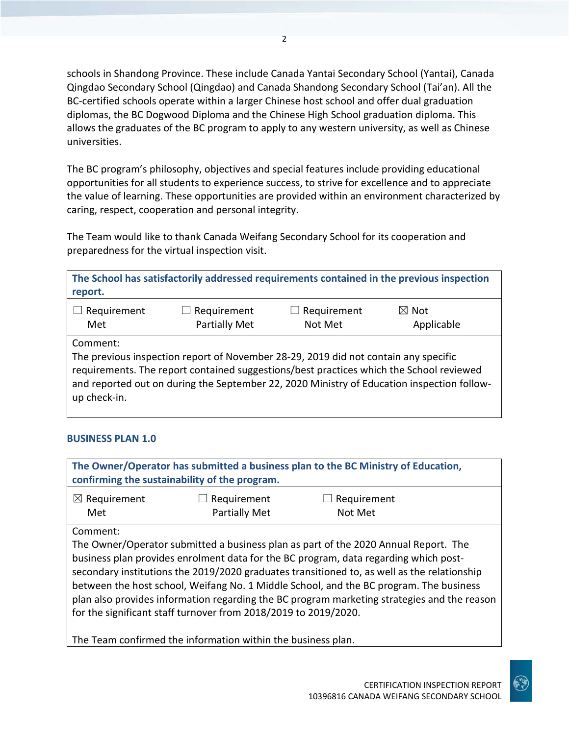schools in Shandong Province. These include Canada Yantai Secondary School (Yantai), Canada Qingdao Secondary School (Qingdao) and Canada Shandong Secondary School (Tai'an). All the BC-certified schools operate within a larger Chinese host school and offer dual graduation diplomas, the BC Dogwood Diploma and the Chinese High School graduation diploma. This allows the graduates of the BC program to apply to any western university, as well as Chinese universities.

The BC program's philosophy, objectives and special features include providing educational opportunities for all students to experience success, to strive for excellence and to appreciate the value of learning. These opportunities are provided within an environment characterized by caring, respect, cooperation and personal integrity.

The Team would like to thank Canada Weifang Secondary School for its cooperation and preparedness for the virtual inspection visit.

| **The School has satisfactorily addressed requirements contained in the previous inspection report.** | | | |
|---|---|---|---|
| ☐ Requirement Met | ☐ Requirement Partially Met | ☐ Requirement Not Met | ☒ Not Applicable |
| Comment: The previous inspection report of November 28-29, 2019 did not contain any specific requirements. The report contained suggestions/best practices which the School reviewed and reported out on during the September 22, 2020 Ministry of Education inspection follow-up check-in. | | | |

### BUSINESS PLAN 1.0

| **The Owner/Operator has submitted a business plan to the BC Ministry of Education, confirming the sustainability of the program.** | | |
|---|---|---|
| ☒ Requirement Met | ☐ Requirement Partially Met | ☐ Requirement Not Met |
| Comment: The Owner/Operator submitted a business plan as part of the 2020 Annual Report. The business plan provides enrolment data for the BC program, data regarding which post-secondary institutions the 2019/2020 graduates transitioned to, as well as the relationship between the host school, Weifang No. 1 Middle School, and the BC program. The business plan also provides information regarding the BC program marketing strategies and the reason for the significant staff turnover from 2018/2019 to 2019/2020. <br><br> The Team confirmed the information within the business plan. | | |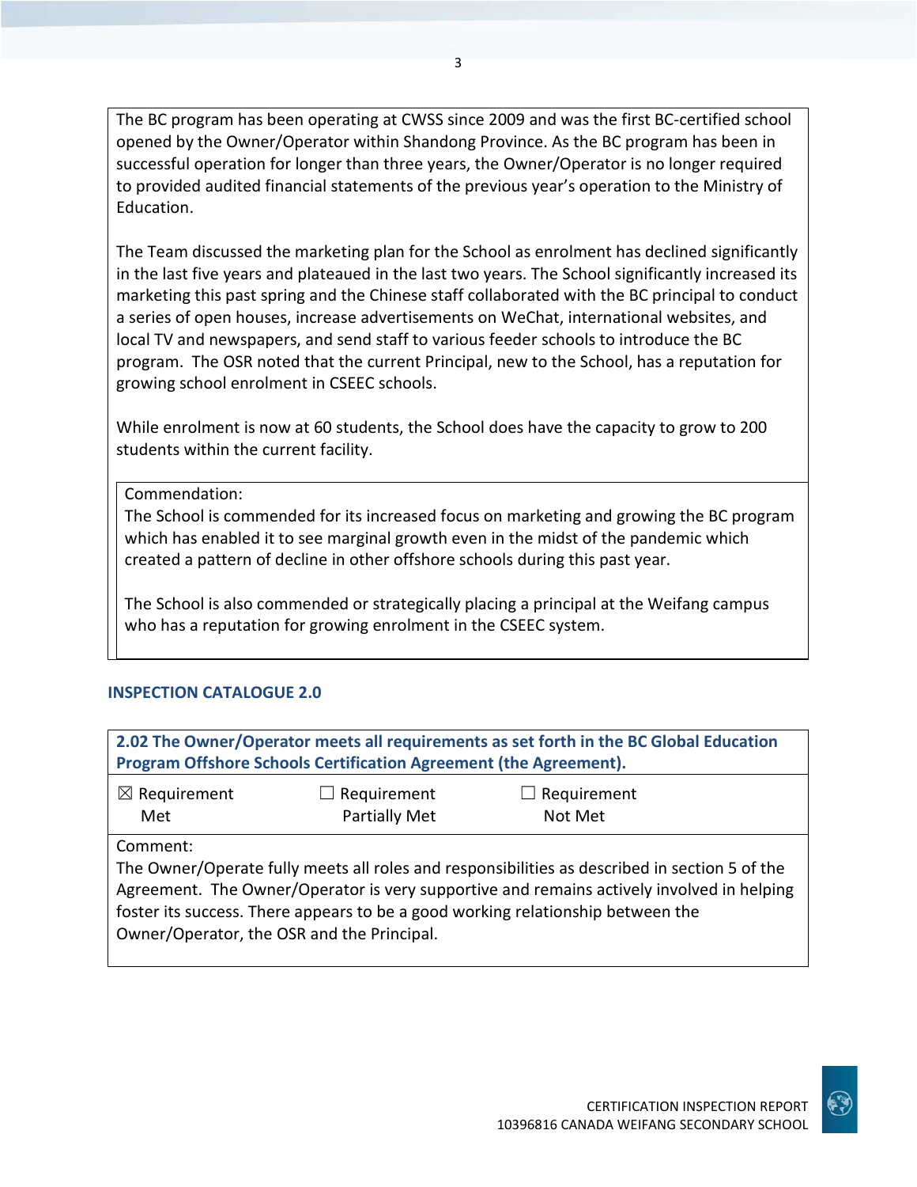The BC program has been operating at CWSS since 2009 and was the first BC-certified school opened by the Owner/Operator within Shandong Province. As the BC program has been in successful operation for longer than three years, the Owner/Operator is no longer required to provided audited financial statements of the previous year's operation to the Ministry of Education.

The Team discussed the marketing plan for the School as enrolment has declined significantly in the last five years and plateaued in the last two years. The School significantly increased its marketing this past spring and the Chinese staff collaborated with the BC principal to conduct a series of open houses, increase advertisements on WeChat, international websites, and local TV and newspapers, and send staff to various feeder schools to introduce the BC program. The OSR noted that the current Principal, new to the School, has a reputation for growing school enrolment in CSEEC schools.

While enrolment is now at 60 students, the School does have the capacity to grow to 200 students within the current facility.

Commendation:
The School is commended for its increased focus on marketing and growing the BC program which has enabled it to see marginal growth even in the midst of the pandemic which created a pattern of decline in other offshore schools during this past year.

The School is also commended or strategically placing a principal at the Weifang campus who has a reputation for growing enrolment in the CSEEC system.

## INSPECTION CATALOGUE 2.0

**2.02 The Owner/Operator meets all requirements as set forth in the BC Global Education Program Offshore Schools Certification Agreement (the Agreement).**

☒ Requirement Met ☐ Requirement Partially Met ☐ Requirement Not Met

Comment:
The Owner/Operate fully meets all roles and responsibilities as described in section 5 of the Agreement. The Owner/Operator is very supportive and remains actively involved in helping foster its success. There appears to be a good working relationship between the Owner/Operator, the OSR and the Principal.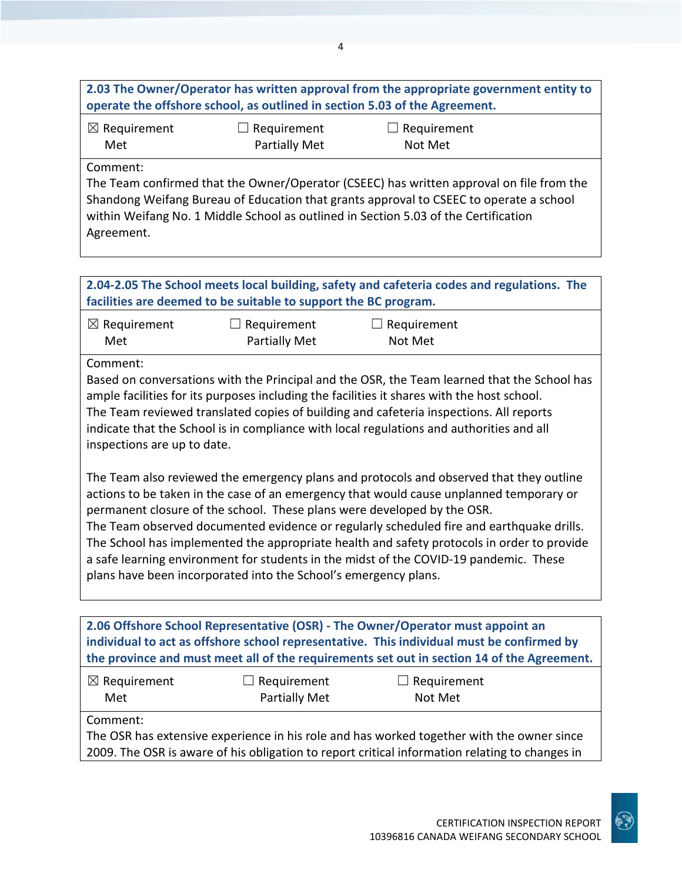**2.03 The Owner/Operator has written approval from the appropriate government entity to operate the offshore school, as outlined in section 5.03 of the Agreement.**

☒ Requirement Met ☐ Requirement Partially Met ☐ Requirement Not Met

Comment:
The Team confirmed that the Owner/Operator (CSEEC) has written approval on file from the Shandong Weifang Bureau of Education that grants approval to CSEEC to operate a school within Weifang No. 1 Middle School as outlined in Section 5.03 of the Certification Agreement.

**2.04-2.05 The School meets local building, safety and cafeteria codes and regulations. The facilities are deemed to be suitable to support the BC program.**

☒ Requirement Met ☐ Requirement Partially Met ☐ Requirement Not Met

Comment:
Based on conversations with the Principal and the OSR, the Team learned that the School has ample facilities for its purposes including the facilities it shares with the host school.
The Team reviewed translated copies of building and cafeteria inspections. All reports indicate that the School is in compliance with local regulations and authorities and all inspections are up to date.

The Team also reviewed the emergency plans and protocols and observed that they outline actions to be taken in the case of an emergency that would cause unplanned temporary or permanent closure of the school. These plans were developed by the OSR.
The Team observed documented evidence or regularly scheduled fire and earthquake drills.
The School has implemented the appropriate health and safety protocols in order to provide a safe learning environment for students in the midst of the COVID-19 pandemic. These plans have been incorporated into the School's emergency plans.

**2.06 Offshore School Representative (OSR) - The Owner/Operator must appoint an individual to act as offshore school representative. This individual must be confirmed by the province and must meet all of the requirements set out in section 14 of the Agreement.**

☒ Requirement Met ☐ Requirement Partially Met ☐ Requirement Not Met

Comment:
The OSR has extensive experience in his role and has worked together with the owner since 2009. The OSR is aware of his obligation to report critical information relating to changes in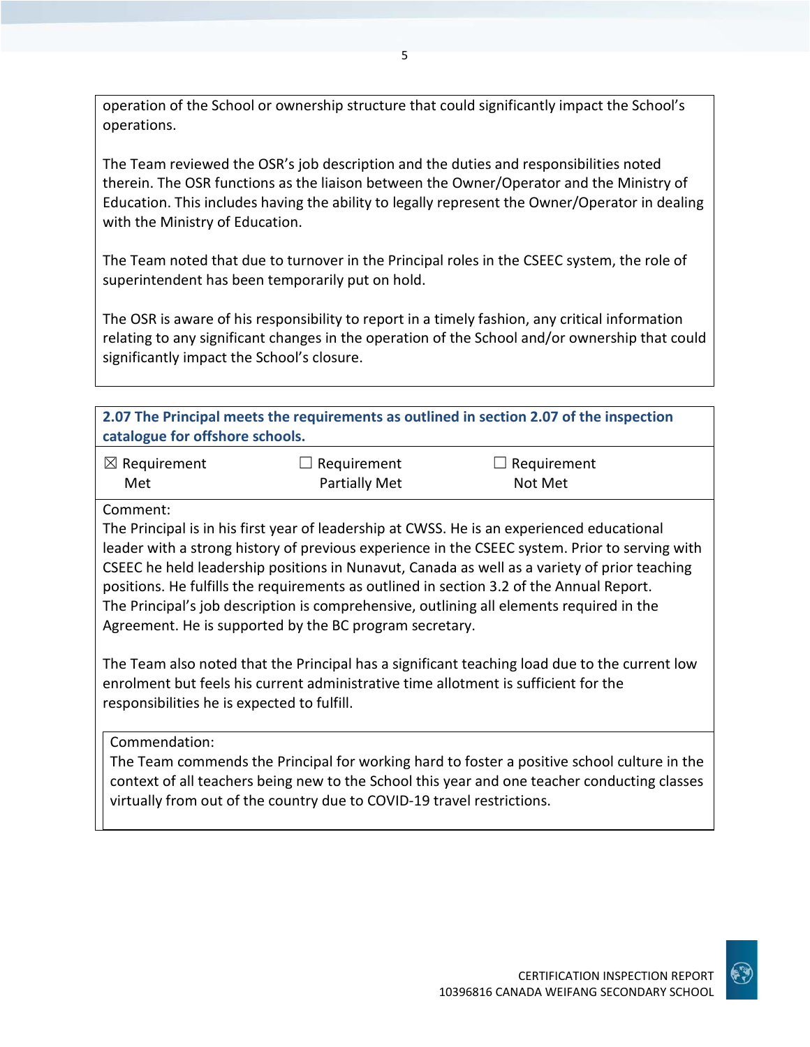operation of the School or ownership structure that could significantly impact the School's operations.

The Team reviewed the OSR's job description and the duties and responsibilities noted therein. The OSR functions as the liaison between the Owner/Operator and the Ministry of Education. This includes having the ability to legally represent the Owner/Operator in dealing with the Ministry of Education.

The Team noted that due to turnover in the Principal roles in the CSEEC system, the role of superintendent has been temporarily put on hold.

The OSR is aware of his responsibility to report in a timely fashion, any critical information relating to any significant changes in the operation of the School and/or ownership that could significantly impact the School's closure.

**2.07 The Principal meets the requirements as outlined in section 2.07 of the inspection catalogue for offshore schools.**

| ☒ Requirement Met | ☐ Requirement Partially Met | ☐ Requirement Not Met |
|---|---|---|

Comment:
The Principal is in his first year of leadership at CWSS. He is an experienced educational leader with a strong history of previous experience in the CSEEC system. Prior to serving with CSEEC he held leadership positions in Nunavut, Canada as well as a variety of prior teaching positions. He fulfills the requirements as outlined in section 3.2 of the Annual Report. The Principal's job description is comprehensive, outlining all elements required in the Agreement. He is supported by the BC program secretary.

The Team also noted that the Principal has a significant teaching load due to the current low enrolment but feels his current administrative time allotment is sufficient for the responsibilities he is expected to fulfill.

Commendation:
The Team commends the Principal for working hard to foster a positive school culture in the context of all teachers being new to the School this year and one teacher conducting classes virtually from out of the country due to COVID-19 travel restrictions.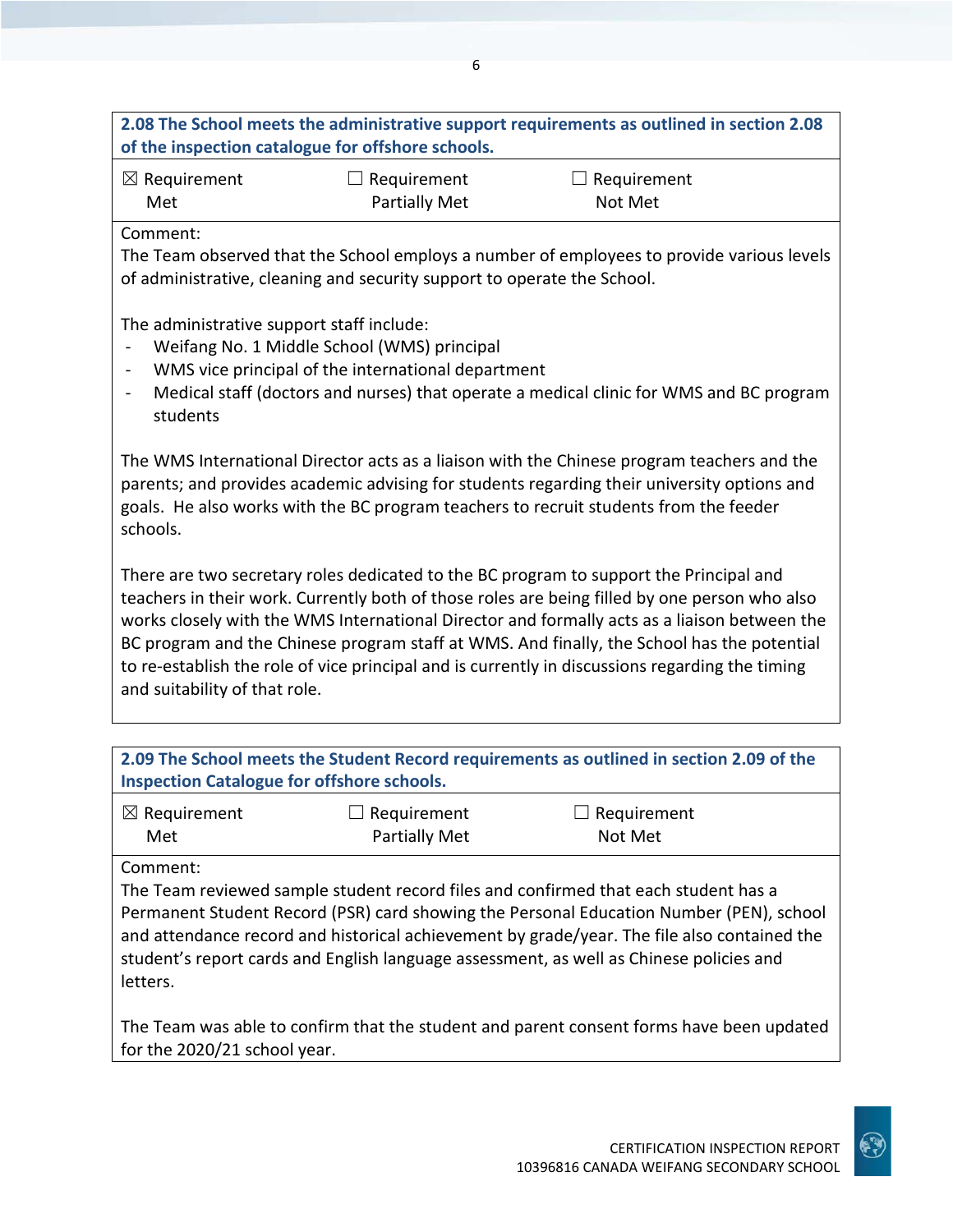**2.08 The School meets the administrative support requirements as outlined in section 2.08 of the inspection catalogue for offshore schools.**

| ☒ Requirement Met | ☐ Requirement Partially Met | ☐ Requirement Not Met |
|---|---|---|

Comment:
The Team observed that the School employs a number of employees to provide various levels of administrative, cleaning and security support to operate the School.

The administrative support staff include:

- Weifang No. 1 Middle School (WMS) principal
- WMS vice principal of the international department
- Medical staff (doctors and nurses) that operate a medical clinic for WMS and BC program students

The WMS International Director acts as a liaison with the Chinese program teachers and the parents; and provides academic advising for students regarding their university options and goals. He also works with the BC program teachers to recruit students from the feeder schools.

There are two secretary roles dedicated to the BC program to support the Principal and teachers in their work. Currently both of those roles are being filled by one person who also works closely with the WMS International Director and formally acts as a liaison between the BC program and the Chinese program staff at WMS. And finally, the School has the potential to re-establish the role of vice principal and is currently in discussions regarding the timing and suitability of that role.

**2.09 The School meets the Student Record requirements as outlined in section 2.09 of the Inspection Catalogue for offshore schools.**

| ☒ Requirement Met | ☐ Requirement Partially Met | ☐ Requirement Not Met |
|---|---|---|

Comment:
The Team reviewed sample student record files and confirmed that each student has a Permanent Student Record (PSR) card showing the Personal Education Number (PEN), school and attendance record and historical achievement by grade/year. The file also contained the student's report cards and English language assessment, as well as Chinese policies and letters.

The Team was able to confirm that the student and parent consent forms have been updated for the 2020/21 school year.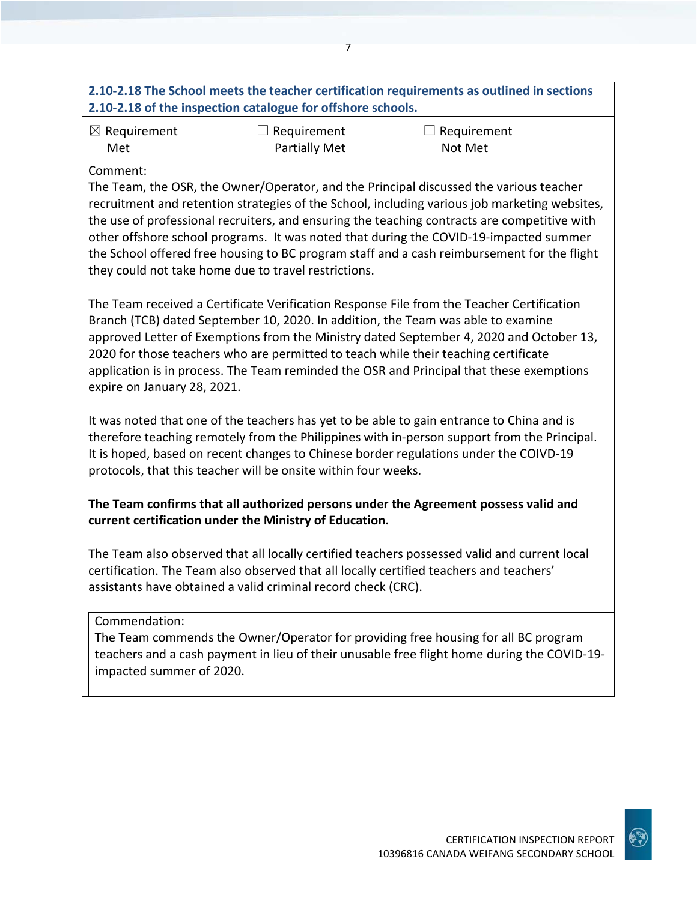**2.10-2.18 The School meets the teacher certification requirements as outlined in sections 2.10-2.18 of the inspection catalogue for offshore schools.**

| ☒ Requirement Met | ☐ Requirement Partially Met | ☐ Requirement Not Met |
|---|---|---|

Comment:

The Team, the OSR, the Owner/Operator, and the Principal discussed the various teacher recruitment and retention strategies of the School, including various job marketing websites, the use of professional recruiters, and ensuring the teaching contracts are competitive with other offshore school programs. It was noted that during the COVID-19-impacted summer the School offered free housing to BC program staff and a cash reimbursement for the flight they could not take home due to travel restrictions.

The Team received a Certificate Verification Response File from the Teacher Certification Branch (TCB) dated September 10, 2020. In addition, the Team was able to examine approved Letter of Exemptions from the Ministry dated September 4, 2020 and October 13, 2020 for those teachers who are permitted to teach while their teaching certificate application is in process. The Team reminded the OSR and Principal that these exemptions expire on January 28, 2021.

It was noted that one of the teachers has yet to be able to gain entrance to China and is therefore teaching remotely from the Philippines with in-person support from the Principal. It is hoped, based on recent changes to Chinese border regulations under the COIVD-19 protocols, that this teacher will be onsite within four weeks.

**The Team confirms that all authorized persons under the Agreement possess valid and current certification under the Ministry of Education.**

The Team also observed that all locally certified teachers possessed valid and current local certification. The Team also observed that all locally certified teachers and teachers' assistants have obtained a valid criminal record check (CRC).

Commendation:

The Team commends the Owner/Operator for providing free housing for all BC program teachers and a cash payment in lieu of their unusable free flight home during the COVID-19-impacted summer of 2020.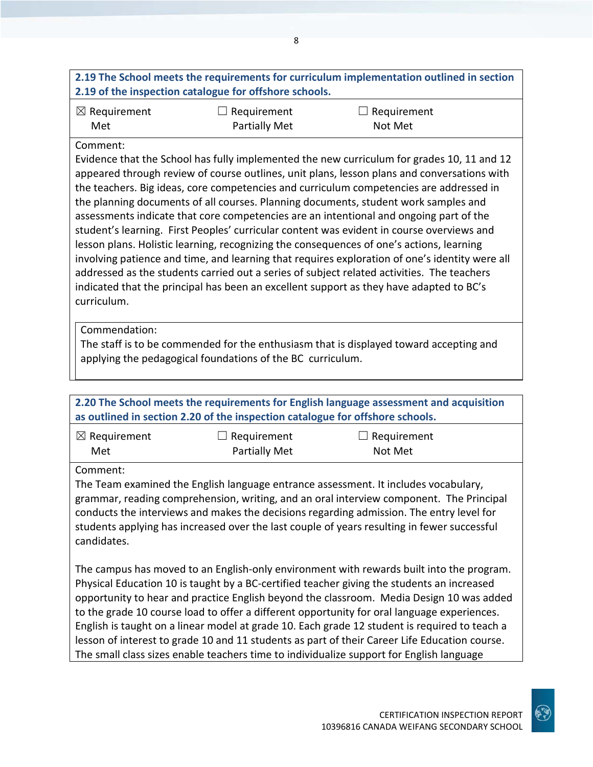**2.19 The School meets the requirements for curriculum implementation outlined in section 2.19 of the inspection catalogue for offshore schools.**

☒ Requirement Met ☐ Requirement Partially Met ☐ Requirement Not Met

Comment:

Evidence that the School has fully implemented the new curriculum for grades 10, 11 and 12 appeared through review of course outlines, unit plans, lesson plans and conversations with the teachers. Big ideas, core competencies and curriculum competencies are addressed in the planning documents of all courses. Planning documents, student work samples and assessments indicate that core competencies are an intentional and ongoing part of the student's learning. First Peoples' curricular content was evident in course overviews and lesson plans. Holistic learning, recognizing the consequences of one's actions, learning involving patience and time, and learning that requires exploration of one's identity were all addressed as the students carried out a series of subject related activities. The teachers indicated that the principal has been an excellent support as they have adapted to BC's curriculum.

Commendation:

The staff is to be commended for the enthusiasm that is displayed toward accepting and applying the pedagogical foundations of the BC curriculum.

**2.20 The School meets the requirements for English language assessment and acquisition as outlined in section 2.20 of the inspection catalogue for offshore schools.**

☒ Requirement Met ☐ Requirement Partially Met ☐ Requirement Not Met

Comment:

The Team examined the English language entrance assessment. It includes vocabulary, grammar, reading comprehension, writing, and an oral interview component. The Principal conducts the interviews and makes the decisions regarding admission. The entry level for students applying has increased over the last couple of years resulting in fewer successful candidates.

The campus has moved to an English-only environment with rewards built into the program. Physical Education 10 is taught by a BC-certified teacher giving the students an increased opportunity to hear and practice English beyond the classroom. Media Design 10 was added to the grade 10 course load to offer a different opportunity for oral language experiences. English is taught on a linear model at grade 10. Each grade 12 student is required to teach a lesson of interest to grade 10 and 11 students as part of their Career Life Education course. The small class sizes enable teachers time to individualize support for English language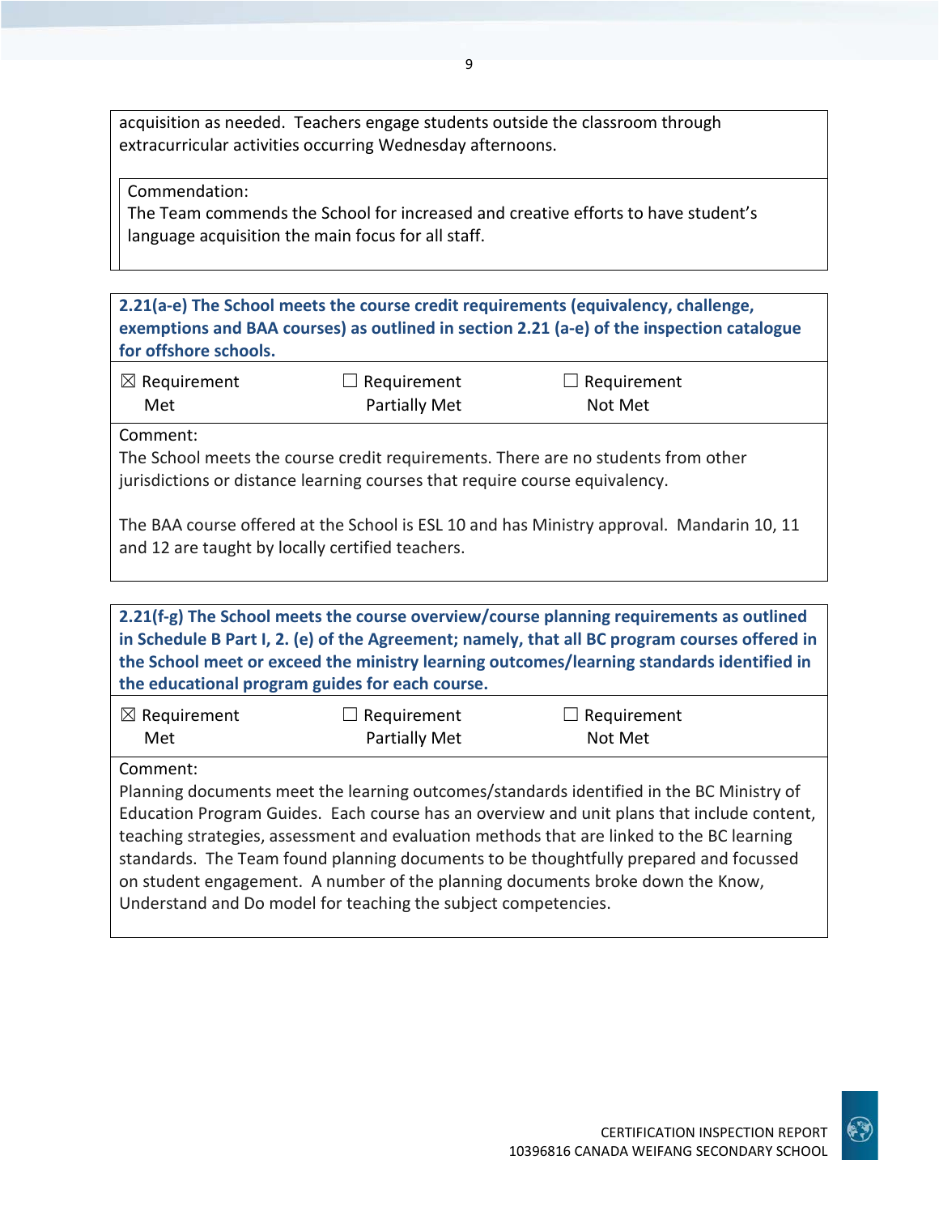acquisition as needed. Teachers engage students outside the classroom through extracurricular activities occurring Wednesday afternoons.

Commendation:
The Team commends the School for increased and creative efforts to have student's language acquisition the main focus for all staff.

**2.21(a-e) The School meets the course credit requirements (equivalency, challenge, exemptions and BAA courses) as outlined in section 2.21 (a-e) of the inspection catalogue for offshore schools.**

| ☒ Requirement Met | ☐ Requirement Partially Met | ☐ Requirement Not Met |
|---|---|---|

Comment:
The School meets the course credit requirements. There are no students from other jurisdictions or distance learning courses that require course equivalency.

The BAA course offered at the School is ESL 10 and has Ministry approval. Mandarin 10, 11 and 12 are taught by locally certified teachers.

**2.21(f-g) The School meets the course overview/course planning requirements as outlined in Schedule B Part I, 2. (e) of the Agreement; namely, that all BC program courses offered in the School meet or exceed the ministry learning outcomes/learning standards identified in the educational program guides for each course.**

| ☒ Requirement Met | ☐ Requirement Partially Met | ☐ Requirement Not Met |
|---|---|---|

Comment:
Planning documents meet the learning outcomes/standards identified in the BC Ministry of Education Program Guides. Each course has an overview and unit plans that include content, teaching strategies, assessment and evaluation methods that are linked to the BC learning standards. The Team found planning documents to be thoughtfully prepared and focussed on student engagement. A number of the planning documents broke down the Know, Understand and Do model for teaching the subject competencies.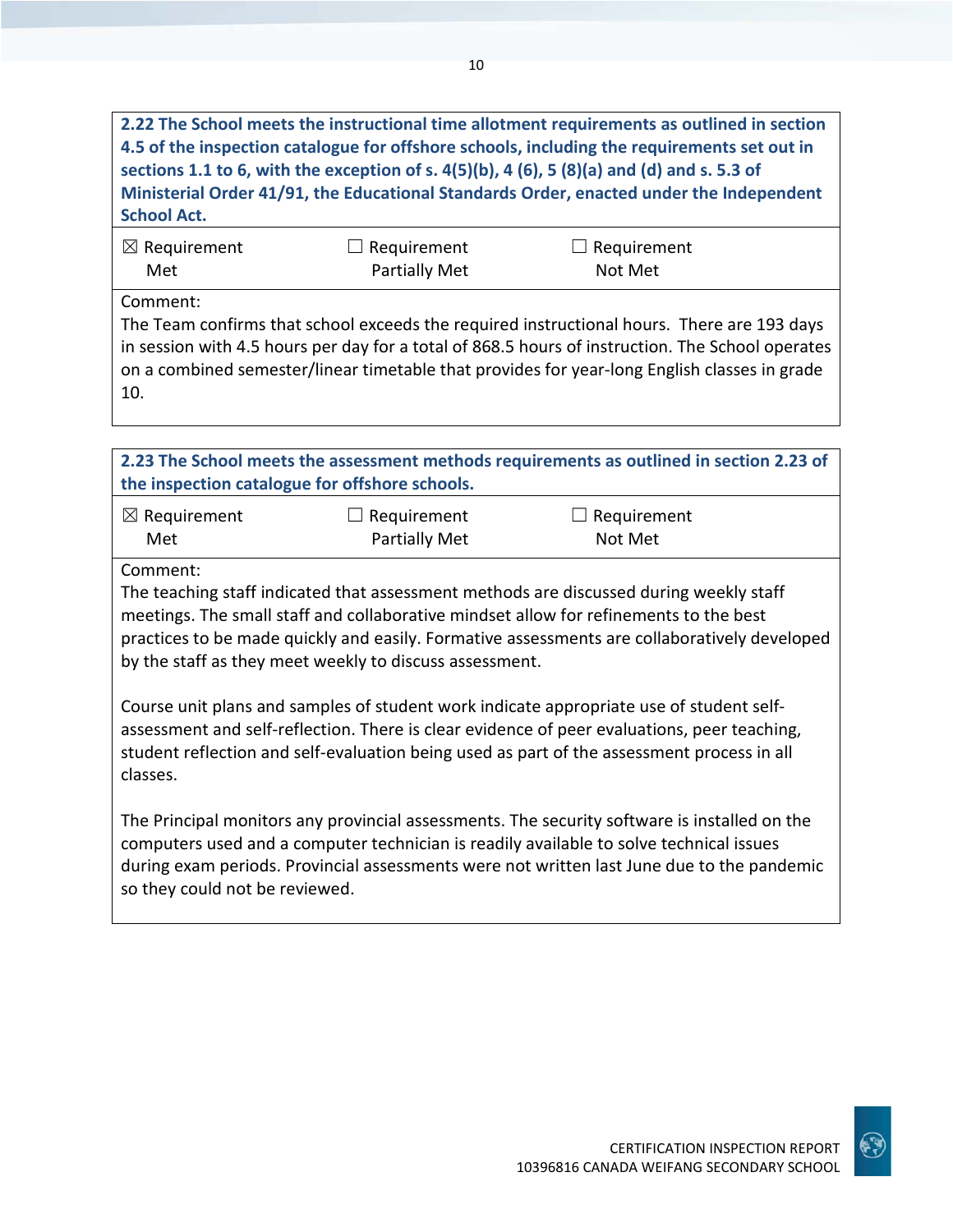**2.22 The School meets the instructional time allotment requirements as outlined in section 4.5 of the inspection catalogue for offshore schools, including the requirements set out in sections 1.1 to 6, with the exception of s. 4(5)(b), 4 (6), 5 (8)(a) and (d) and s. 5.3 of Ministerial Order 41/91, the Educational Standards Order, enacted under the Independent School Act.**

☒ Requirement Met ☐ Requirement Partially Met ☐ Requirement Not Met

Comment:
The Team confirms that school exceeds the required instructional hours. There are 193 days in session with 4.5 hours per day for a total of 868.5 hours of instruction. The School operates on a combined semester/linear timetable that provides for year-long English classes in grade 10.

**2.23 The School meets the assessment methods requirements as outlined in section 2.23 of the inspection catalogue for offshore schools.**

☒ Requirement Met ☐ Requirement Partially Met ☐ Requirement Not Met

Comment:
The teaching staff indicated that assessment methods are discussed during weekly staff meetings. The small staff and collaborative mindset allow for refinements to the best practices to be made quickly and easily. Formative assessments are collaboratively developed by the staff as they meet weekly to discuss assessment.

Course unit plans and samples of student work indicate appropriate use of student self-assessment and self-reflection. There is clear evidence of peer evaluations, peer teaching, student reflection and self-evaluation being used as part of the assessment process in all classes.

The Principal monitors any provincial assessments. The security software is installed on the computers used and a computer technician is readily available to solve technical issues during exam periods. Provincial assessments were not written last June due to the pandemic so they could not be reviewed.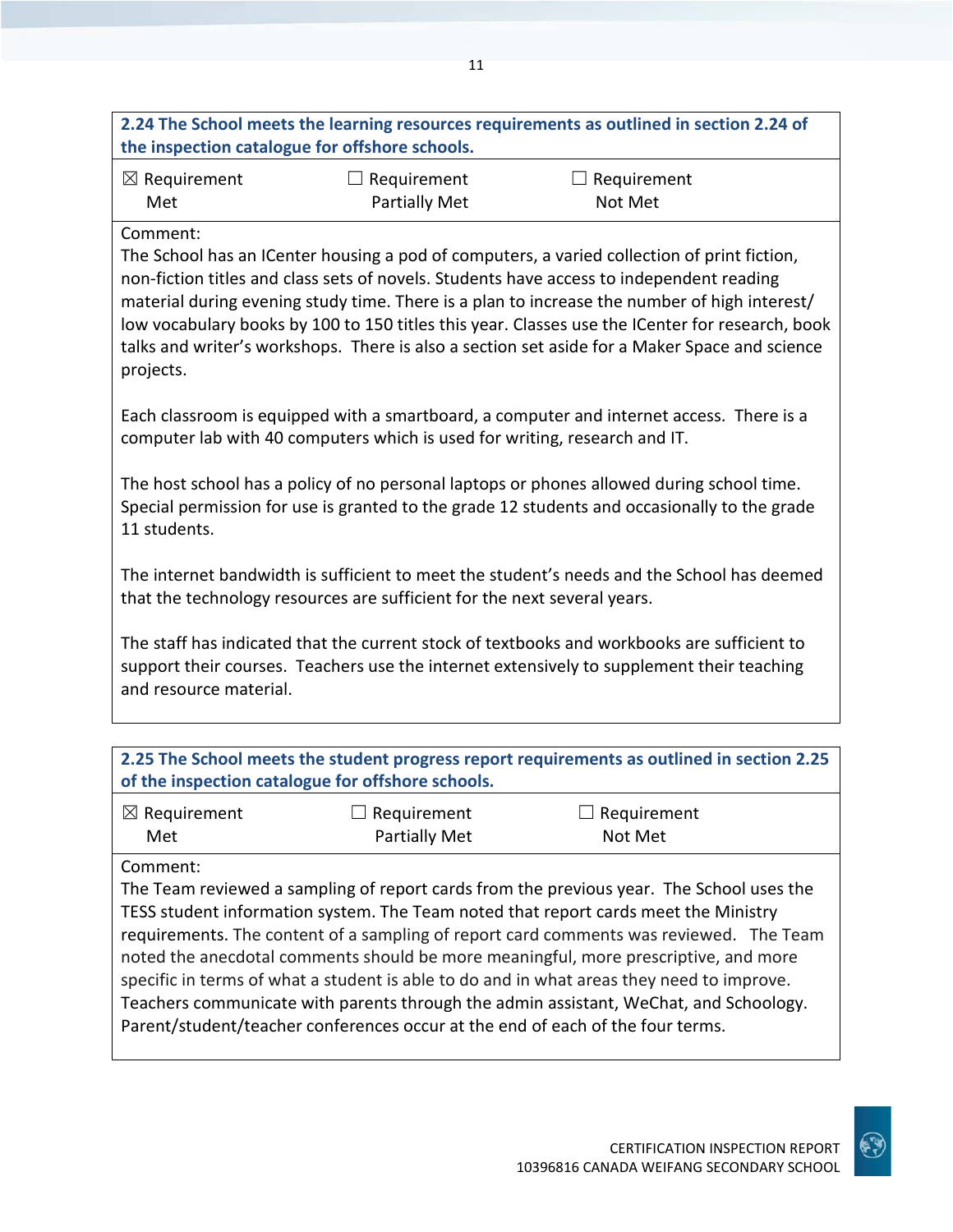| **2.24 The School meets the learning resources requirements as outlined in section 2.24 of the inspection catalogue for offshore schools.** | | |
|---|---|---|
| ☒ Requirement Met | ☐ Requirement Partially Met | ☐ Requirement Not Met |

Comment:
The School has an ICenter housing a pod of computers, a varied collection of print fiction, non-fiction titles and class sets of novels. Students have access to independent reading material during evening study time. There is a plan to increase the number of high interest/ low vocabulary books by 100 to 150 titles this year. Classes use the ICenter for research, book talks and writer's workshops. There is also a section set aside for a Maker Space and science projects.

Each classroom is equipped with a smartboard, a computer and internet access. There is a computer lab with 40 computers which is used for writing, research and IT.

The host school has a policy of no personal laptops or phones allowed during school time. Special permission for use is granted to the grade 12 students and occasionally to the grade 11 students.

The internet bandwidth is sufficient to meet the student's needs and the School has deemed that the technology resources are sufficient for the next several years.

The staff has indicated that the current stock of textbooks and workbooks are sufficient to support their courses. Teachers use the internet extensively to supplement their teaching and resource material.

| **2.25 The School meets the student progress report requirements as outlined in section 2.25 of the inspection catalogue for offshore schools.** | | |
|---|---|---|
| ☒ Requirement Met | ☐ Requirement Partially Met | ☐ Requirement Not Met |

Comment:
The Team reviewed a sampling of report cards from the previous year. The School uses the TESS student information system. The Team noted that report cards meet the Ministry requirements. The content of a sampling of report card comments was reviewed. The Team noted the anecdotal comments should be more meaningful, more prescriptive, and more specific in terms of what a student is able to do and in what areas they need to improve. Teachers communicate with parents through the admin assistant, WeChat, and Schoology. Parent/student/teacher conferences occur at the end of each of the four terms.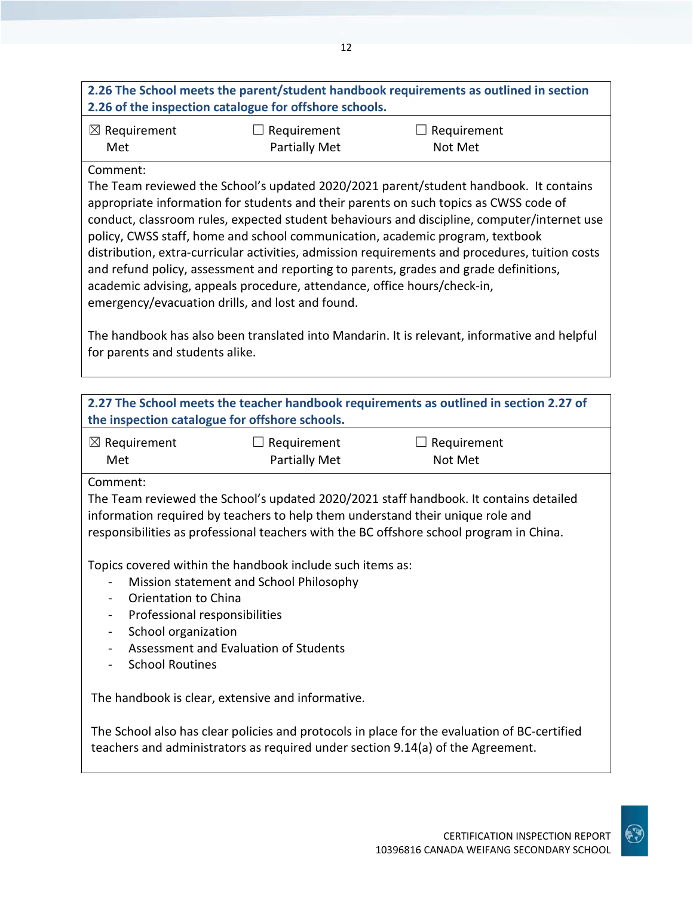| **2.26 The School meets the parent/student handbook requirements as outlined in section 2.26 of the inspection catalogue for offshore schools.** | | |
|---|---|---|
| ☒ Requirement Met | ☐ Requirement Partially Met | ☐ Requirement Not Met |

Comment:

The Team reviewed the School's updated 2020/2021 parent/student handbook. It contains appropriate information for students and their parents on such topics as CWSS code of conduct, classroom rules, expected student behaviours and discipline, computer/internet use policy, CWSS staff, home and school communication, academic program, textbook distribution, extra-curricular activities, admission requirements and procedures, tuition costs and refund policy, assessment and reporting to parents, grades and grade definitions, academic advising, appeals procedure, attendance, office hours/check-in, emergency/evacuation drills, and lost and found.

The handbook has also been translated into Mandarin. It is relevant, informative and helpful for parents and students alike.

| **2.27 The School meets the teacher handbook requirements as outlined in section 2.27 of the inspection catalogue for offshore schools.** | | |
|---|---|---|
| ☒ Requirement Met | ☐ Requirement Partially Met | ☐ Requirement Not Met |

Comment:

The Team reviewed the School's updated 2020/2021 staff handbook. It contains detailed information required by teachers to help them understand their unique role and responsibilities as professional teachers with the BC offshore school program in China.

Topics covered within the handbook include such items as:

- Mission statement and School Philosophy
- Orientation to China
- Professional responsibilities
- School organization
- Assessment and Evaluation of Students
- School Routines

The handbook is clear, extensive and informative.

The School also has clear policies and protocols in place for the evaluation of BC-certified teachers and administrators as required under section 9.14(a) of the Agreement.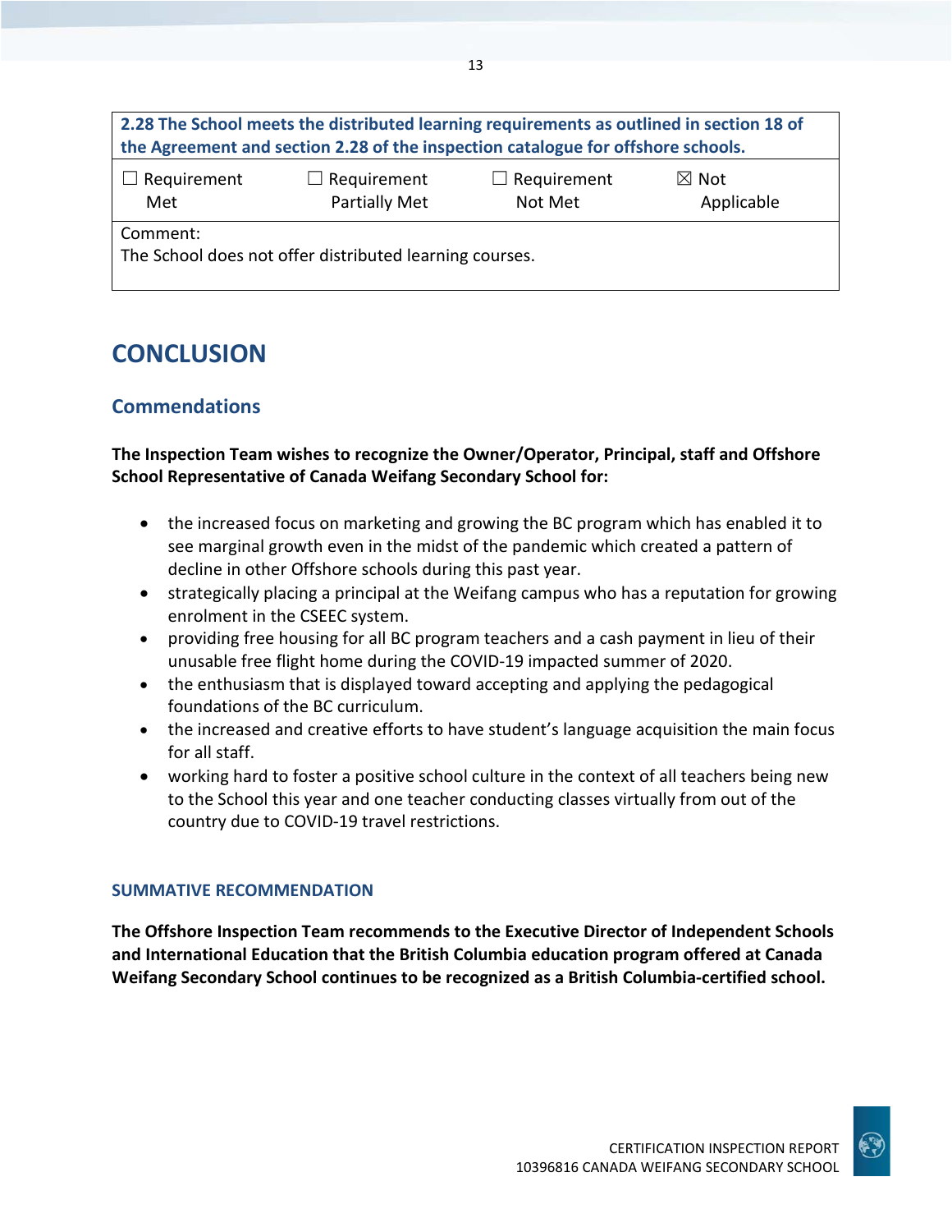| 2.28 The School meets the distributed learning requirements as outlined in section 18 of the Agreement and section 2.28 of the inspection catalogue for offshore schools. | | | |
|---|---|---|---|
| ☐ Requirement Met | ☐ Requirement Partially Met | ☐ Requirement Not Met | ☒ Not Applicable |
| Comment: The School does not offer distributed learning courses. | | | |

# CONCLUSION

## Commendations

**The Inspection Team wishes to recognize the Owner/Operator, Principal, staff and Offshore School Representative of Canada Weifang Secondary School for:**

- the increased focus on marketing and growing the BC program which has enabled it to see marginal growth even in the midst of the pandemic which created a pattern of decline in other Offshore schools during this past year.
- strategically placing a principal at the Weifang campus who has a reputation for growing enrolment in the CSEEC system.
- providing free housing for all BC program teachers and a cash payment in lieu of their unusable free flight home during the COVID-19 impacted summer of 2020.
- the enthusiasm that is displayed toward accepting and applying the pedagogical foundations of the BC curriculum.
- the increased and creative efforts to have student's language acquisition the main focus for all staff.
- working hard to foster a positive school culture in the context of all teachers being new to the School this year and one teacher conducting classes virtually from out of the country due to COVID-19 travel restrictions.

### SUMMATIVE RECOMMENDATION

**The Offshore Inspection Team recommends to the Executive Director of Independent Schools and International Education that the British Columbia education program offered at Canada Weifang Secondary School continues to be recognized as a British Columbia-certified school.**